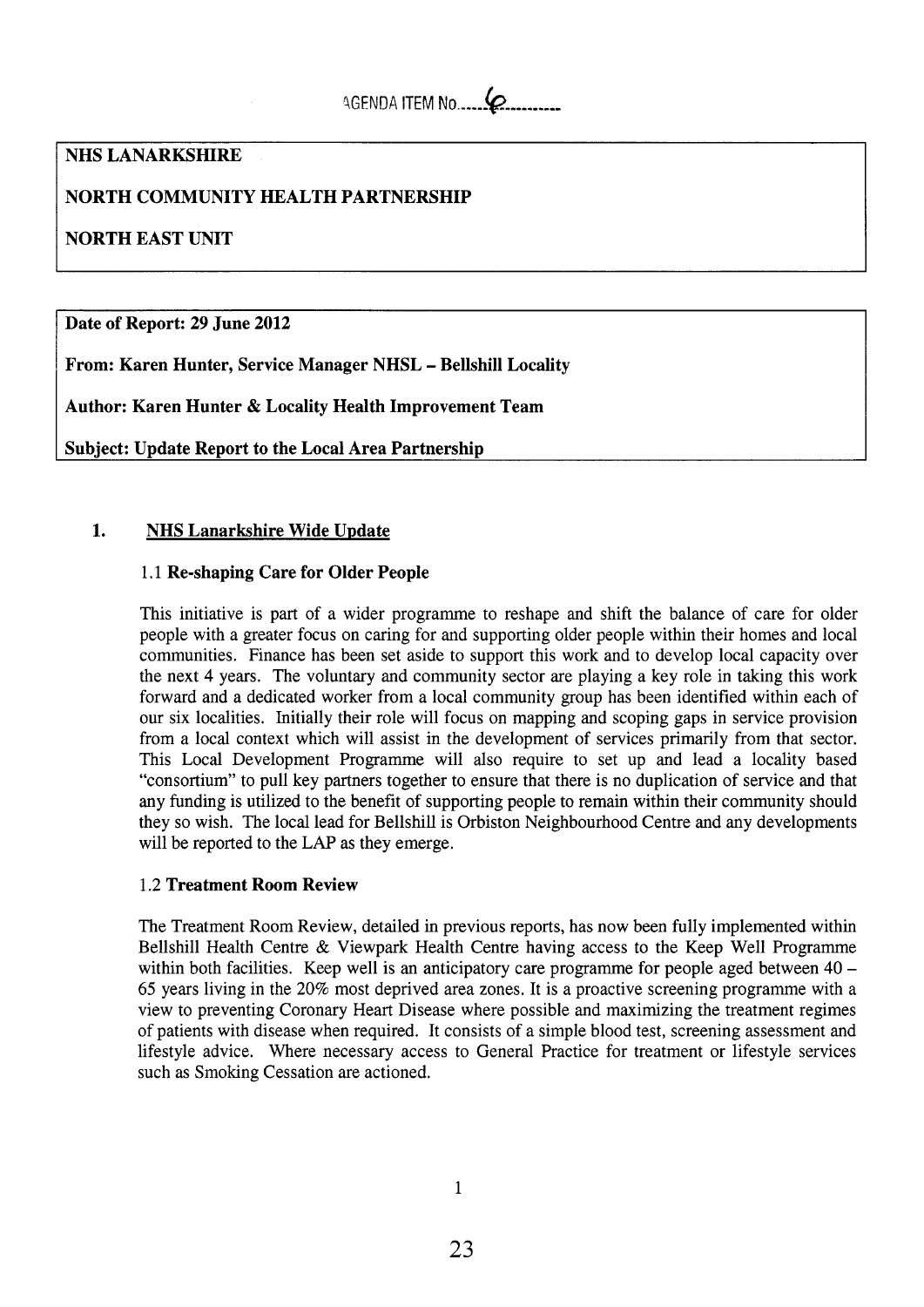AGENDA ITEM No......6..........

**NHS LANARKSHIRE**

**NORTH COMMUNITY HEALTH PARTNERSHIP**

**NORTH EAST UNIT**

**Date of Report: 29 June 2012**

**From: Karen Hunter, Service Manager NHSL – Bellshill Locality**

**Author: Karen Hunter & Locality Health Improvement Team**

**Subject: Update Report to the Local Area Partnership**

## 1. NHS Lanarkshire Wide Update

### 1.1 Re-shaping Care for Older People

This initiative is part of a wider programme to reshape and shift the balance of care for older people with a greater focus on caring for and supporting older people within their homes and local communities. Finance has been set aside to support this work and to develop local capacity over the next 4 years. The voluntary and community sector are playing a key role in taking this work forward and a dedicated worker from a local community group has been identified within each of our six localities. Initially their role will focus on mapping and scoping gaps in service provision from a local context which will assist in the development of services primarily from that sector. This Local Development Programme will also require to set up and lead a locality based "consortium" to pull key partners together to ensure that there is no duplication of service and that any funding is utilized to the benefit of supporting people to remain within their community should they so wish. The local lead for Bellshill is Orbiston Neighbourhood Centre and any developments will be reported to the LAP as they emerge.

### 1.2 Treatment Room Review

The Treatment Room Review, detailed in previous reports, has now been fully implemented within Bellshill Health Centre & Viewpark Health Centre having access to the Keep Well Programme within both facilities. Keep well is an anticipatory care programme for people aged between 40 – 65 years living in the 20% most deprived area zones. It is a proactive screening programme with a view to preventing Coronary Heart Disease where possible and maximizing the treatment regimes of patients with disease when required. It consists of a simple blood test, screening assessment and lifestyle advice. Where necessary access to General Practice for treatment or lifestyle services such as Smoking Cessation are actioned.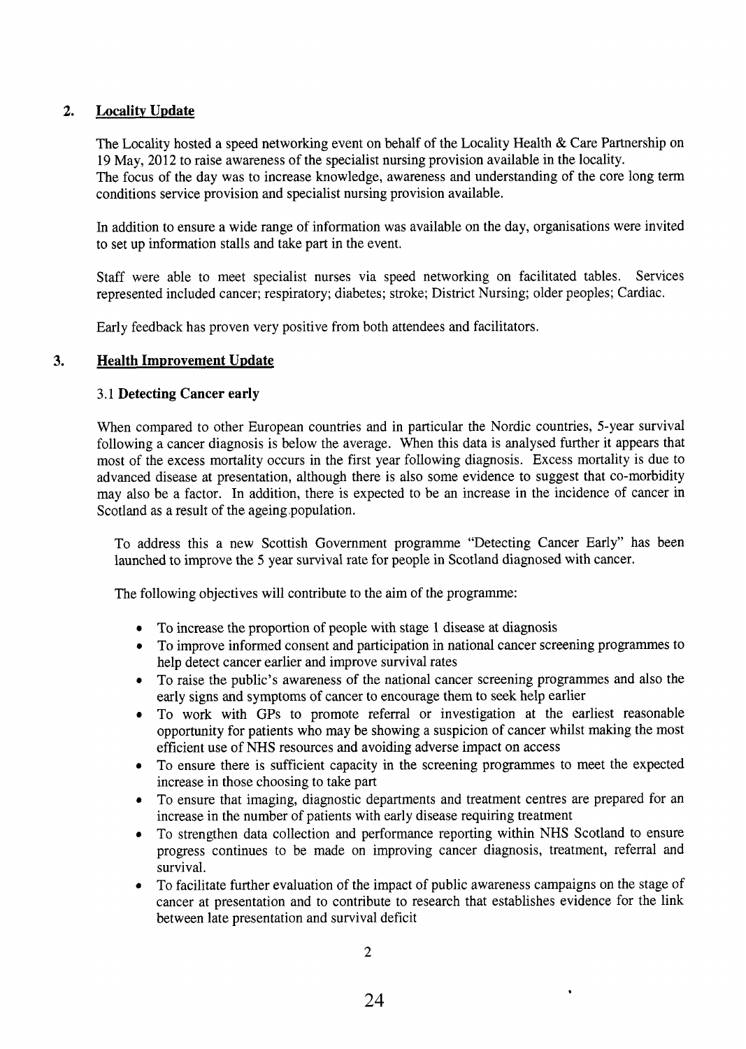## 2. Locality Update

The Locality hosted a speed networking event on behalf of the Locality Health & Care Partnership on 19 May, 2012 to raise awareness of the specialist nursing provision available in the locality.
The focus of the day was to increase knowledge, awareness and understanding of the core long term conditions service provision and specialist nursing provision available.

In addition to ensure a wide range of information was available on the day, organisations were invited to set up information stalls and take part in the event.

Staff were able to meet specialist nurses via speed networking on facilitated tables. Services represented included cancer; respiratory; diabetes; stroke; District Nursing; older peoples; Cardiac.

Early feedback has proven very positive from both attendees and facilitators.

## 3. Health Improvement Update

### 3.1 Detecting Cancer early

When compared to other European countries and in particular the Nordic countries, 5-year survival following a cancer diagnosis is below the average. When this data is analysed further it appears that most of the excess mortality occurs in the first year following diagnosis. Excess mortality is due to advanced disease at presentation, although there is also some evidence to suggest that co-morbidity may also be a factor. In addition, there is expected to be an increase in the incidence of cancer in Scotland as a result of the ageing population.

To address this a new Scottish Government programme "Detecting Cancer Early" has been launched to improve the 5 year survival rate for people in Scotland diagnosed with cancer.

The following objectives will contribute to the aim of the programme:

- To increase the proportion of people with stage 1 disease at diagnosis
- To improve informed consent and participation in national cancer screening programmes to help detect cancer earlier and improve survival rates
- To raise the public's awareness of the national cancer screening programmes and also the early signs and symptoms of cancer to encourage them to seek help earlier
- To work with GPs to promote referral or investigation at the earliest reasonable opportunity for patients who may be showing a suspicion of cancer whilst making the most efficient use of NHS resources and avoiding adverse impact on access
- To ensure there is sufficient capacity in the screening programmes to meet the expected increase in those choosing to take part
- To ensure that imaging, diagnostic departments and treatment centres are prepared for an increase in the number of patients with early disease requiring treatment
- To strengthen data collection and performance reporting within NHS Scotland to ensure progress continues to be made on improving cancer diagnosis, treatment, referral and survival.
- To facilitate further evaluation of the impact of public awareness campaigns on the stage of cancer at presentation and to contribute to research that establishes evidence for the link between late presentation and survival deficit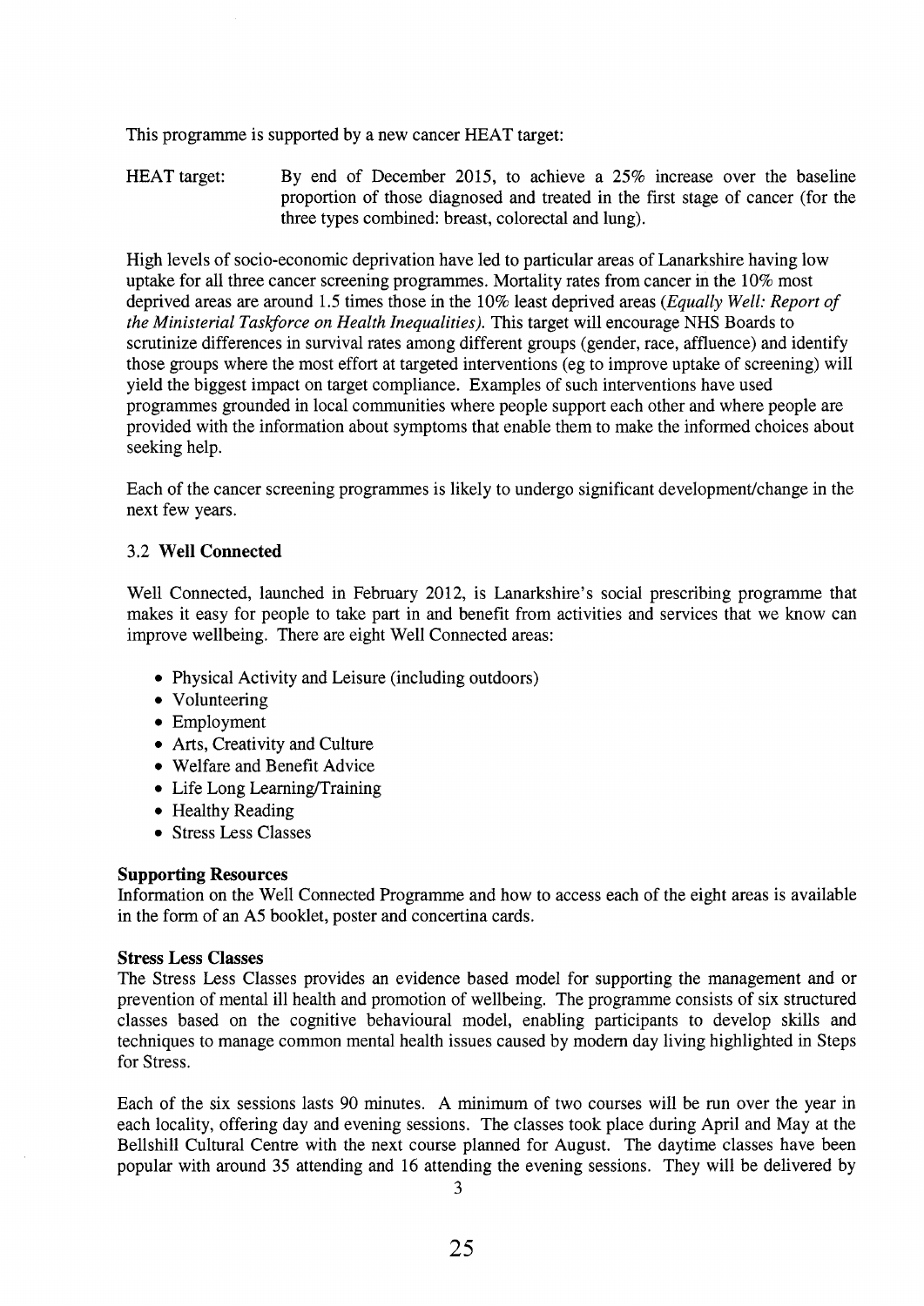This programme is supported by a new cancer HEAT target:

HEAT target: By end of December 2015, to achieve a 25% increase over the baseline proportion of those diagnosed and treated in the first stage of cancer (for the three types combined: breast, colorectal and lung).

High levels of socio-economic deprivation have led to particular areas of Lanarkshire having low uptake for all three cancer screening programmes. Mortality rates from cancer in the 10% most deprived areas are around 1.5 times those in the 10% least deprived areas (*Equally Well: Report of the Ministerial Taskforce on Health Inequalities).* This target will encourage NHS Boards to scrutinize differences in survival rates among different groups (gender, race, affluence) and identify those groups where the most effort at targeted interventions (eg to improve uptake of screening) will yield the biggest impact on target compliance. Examples of such interventions have used programmes grounded in local communities where people support each other and where people are provided with the information about symptoms that enable them to make the informed choices about seeking help.

Each of the cancer screening programmes is likely to undergo significant development/change in the next few years.

### 3.2 **Well Connected**

Well Connected, launched in February 2012, is Lanarkshire's social prescribing programme that makes it easy for people to take part in and benefit from activities and services that we know can improve wellbeing. There are eight Well Connected areas:

- Physical Activity and Leisure (including outdoors)
- Volunteering
- Employment
- Arts, Creativity and Culture
- Welfare and Benefit Advice
- Life Long Learning/Training
- Healthy Reading
- Stress Less Classes

**Supporting Resources**
Information on the Well Connected Programme and how to access each of the eight areas is available in the form of an A5 booklet, poster and concertina cards.

**Stress Less Classes**
The Stress Less Classes provides an evidence based model for supporting the management and or prevention of mental ill health and promotion of wellbeing. The programme consists of six structured classes based on the cognitive behavioural model, enabling participants to develop skills and techniques to manage common mental health issues caused by modern day living highlighted in Steps for Stress.

Each of the six sessions lasts 90 minutes. A minimum of two courses will be run over the year in each locality, offering day and evening sessions. The classes took place during April and May at the Bellshill Cultural Centre with the next course planned for August. The daytime classes have been popular with around 35 attending and 16 attending the evening sessions. They will be delivered by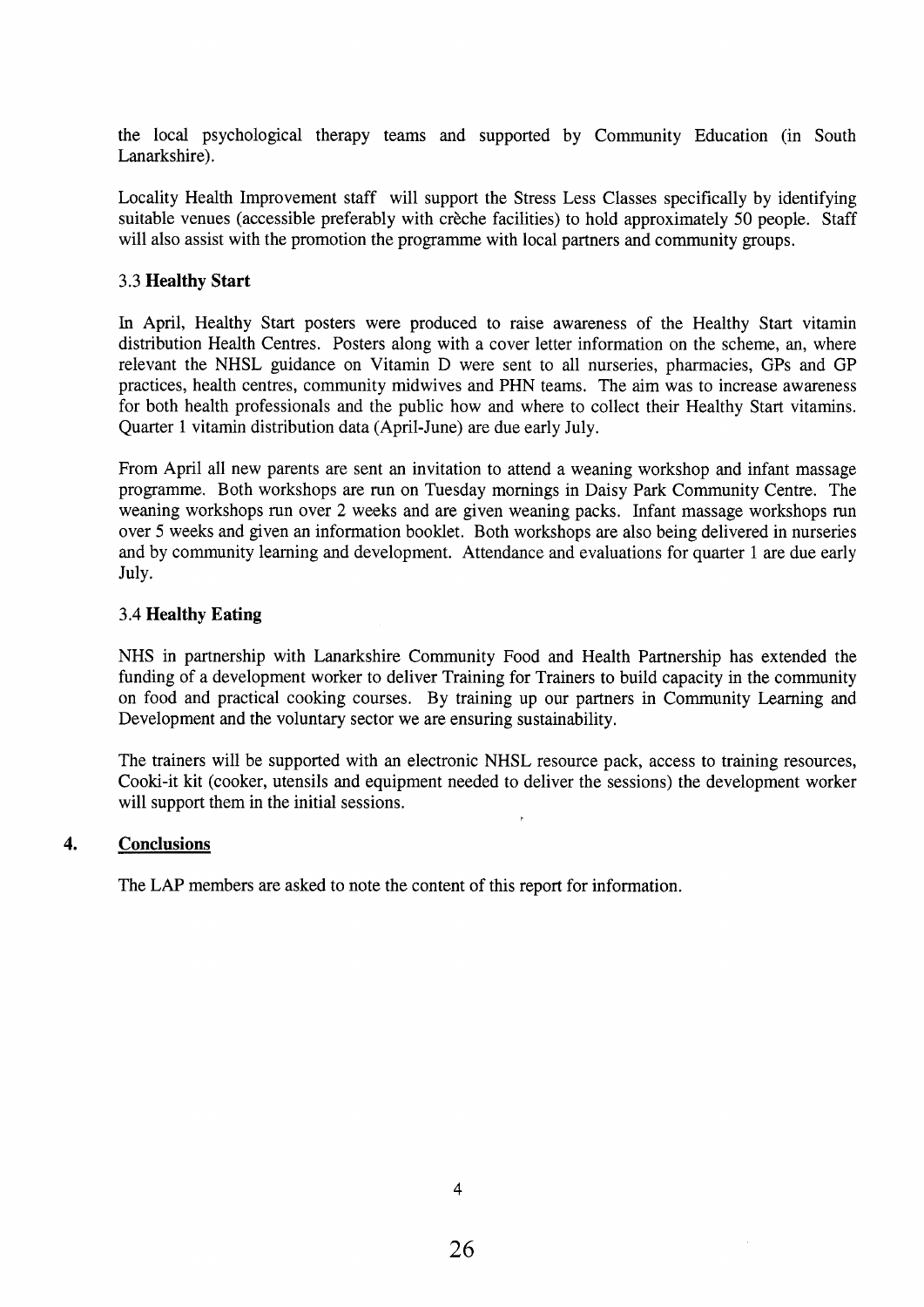the local psychological therapy teams and supported by Community Education (in South Lanarkshire).

Locality Health Improvement staff will support the Stress Less Classes specifically by identifying suitable venues (accessible preferably with crèche facilities) to hold approximately 50 people. Staff will also assist with the promotion the programme with local partners and community groups.

### 3.3 **Healthy Start**

In April, Healthy Start posters were produced to raise awareness of the Healthy Start vitamin distribution Health Centres. Posters along with a cover letter information on the scheme, an, where relevant the NHSL guidance on Vitamin D were sent to all nurseries, pharmacies, GPs and GP practices, health centres, community midwives and PHN teams. The aim was to increase awareness for both health professionals and the public how and where to collect their Healthy Start vitamins. Quarter 1 vitamin distribution data (April-June) are due early July.

From April all new parents are sent an invitation to attend a weaning workshop and infant massage programme. Both workshops are run on Tuesday mornings in Daisy Park Community Centre. The weaning workshops run over 2 weeks and are given weaning packs. Infant massage workshops run over 5 weeks and given an information booklet. Both workshops are also being delivered in nurseries and by community learning and development. Attendance and evaluations for quarter 1 are due early July.

### 3.4 **Healthy Eating**

NHS in partnership with Lanarkshire Community Food and Health Partnership has extended the funding of a development worker to deliver Training for Trainers to build capacity in the community on food and practical cooking courses. By training up our partners in Community Learning and Development and the voluntary sector we are ensuring sustainability.

The trainers will be supported with an electronic NHSL resource pack, access to training resources, Cooki-it kit (cooker, utensils and equipment needed to deliver the sessions) the development worker will support them in the initial sessions.

## 4. Conclusions

The LAP members are asked to note the content of this report for information.